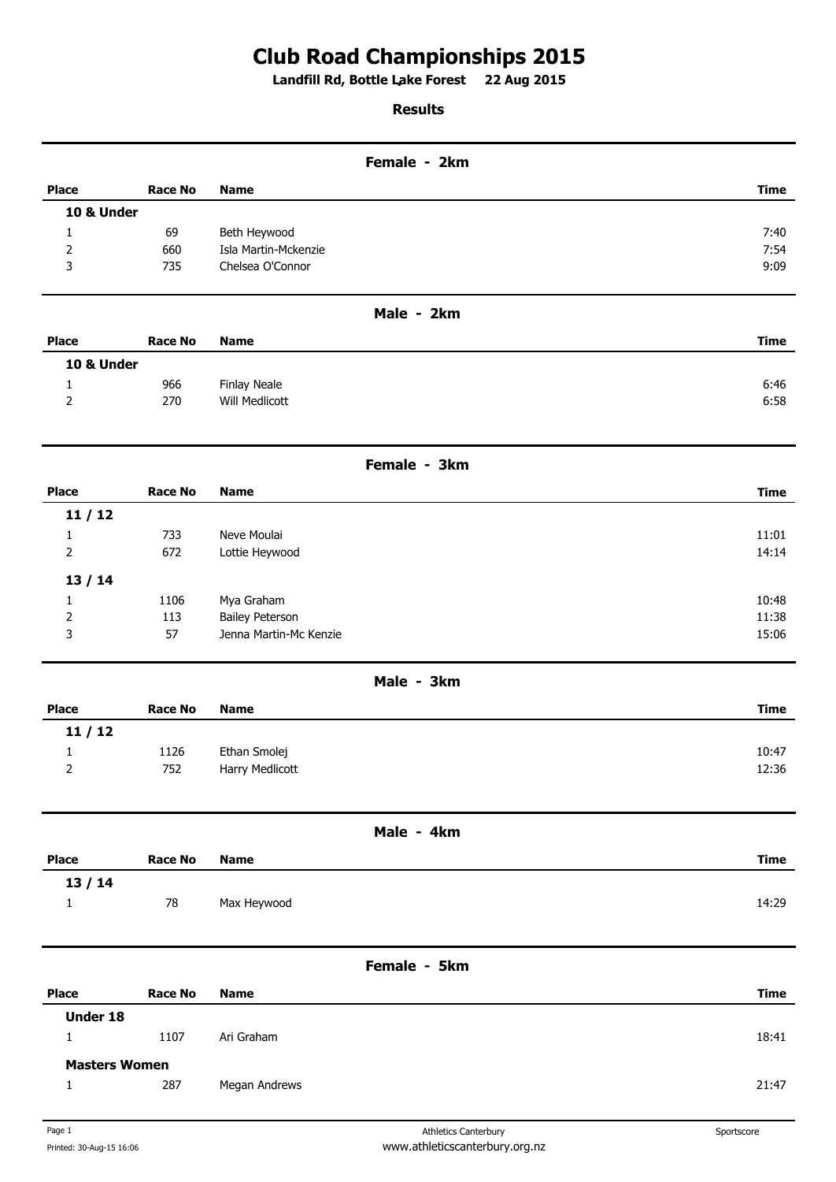# Club Road Championships 2015

**Landfill Rd, Bottle Lake Forest     22 Aug 2015**

**Results**

## Female - 2km

| Place | Race No | Name | Time |
|---|---|---|---|
| **10 & Under** | | | |
| 1 | 69 | Beth Heywood | 7:40 |
| 2 | 660 | Isla Martin-Mckenzie | 7:54 |
| 3 | 735 | Chelsea O'Connor | 9:09 |

## Male - 2km

| Place | Race No | Name | Time |
|---|---|---|---|
| **10 & Under** | | | |
| 1 | 966 | Finlay Neale | 6:46 |
| 2 | 270 | Will Medlicott | 6:58 |

## Female - 3km

| Place | Race No | Name | Time |
|---|---|---|---|
| **11 / 12** | | | |
| 1 | 733 | Neve Moulai | 11:01 |
| 2 | 672 | Lottie Heywood | 14:14 |
| **13 / 14** | | | |
| 1 | 1106 | Mya Graham | 10:48 |
| 2 | 113 | Bailey Peterson | 11:38 |
| 3 | 57 | Jenna Martin-Mc Kenzie | 15:06 |

## Male - 3km

| Place | Race No | Name | Time |
|---|---|---|---|
| **11 / 12** | | | |
| 1 | 1126 | Ethan Smolej | 10:47 |
| 2 | 752 | Harry Medlicott | 12:36 |

## Male - 4km

| Place | Race No | Name | Time |
|---|---|---|---|
| **13 / 14** | | | |
| 1 | 78 | Max Heywood | 14:29 |

## Female - 5km

| Place | Race No | Name | Time |
|---|---|---|---|
| **Under 18** | | | |
| 1 | 1107 | Ari Graham | 18:41 |
| **Masters Women** | | | |
| 1 | 287 | Megan Andrews | 21:47 |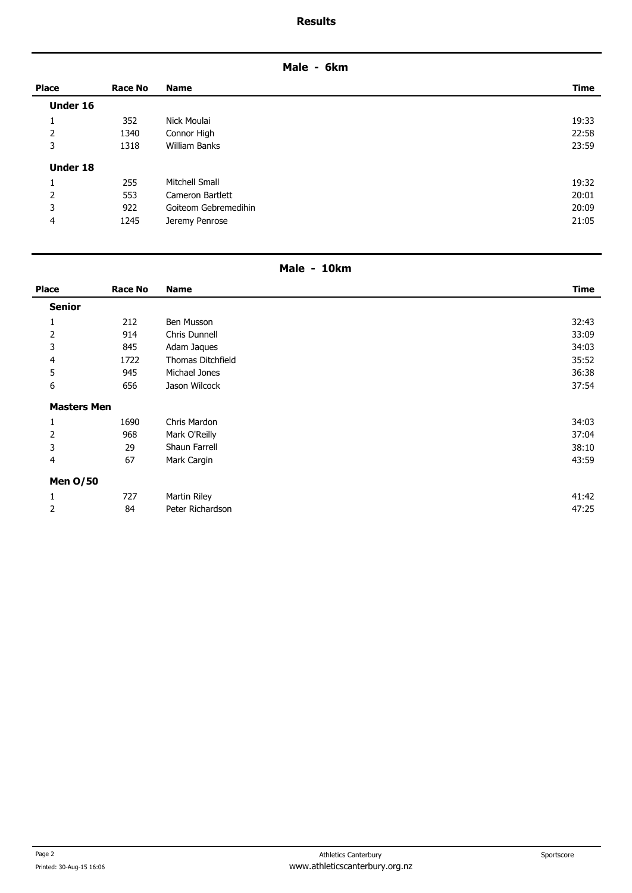# Results

## Male - 6km

| Place | Race No | Name | Time |
|---|---|---|---|
| **Under 16** | | | |
| 1 | 352 | Nick Moulai | 19:33 |
| 2 | 1340 | Connor High | 22:58 |
| 3 | 1318 | William Banks | 23:59 |
| **Under 18** | | | |
| 1 | 255 | Mitchell Small | 19:32 |
| 2 | 553 | Cameron Bartlett | 20:01 |
| 3 | 922 | Goiteom Gebremedihin | 20:09 |
| 4 | 1245 | Jeremy Penrose | 21:05 |

## Male - 10km

| Place | Race No | Name | Time |
|---|---|---|---|
| **Senior** | | | |
| 1 | 212 | Ben Musson | 32:43 |
| 2 | 914 | Chris Dunnell | 33:09 |
| 3 | 845 | Adam Jaques | 34:03 |
| 4 | 1722 | Thomas Ditchfield | 35:52 |
| 5 | 945 | Michael Jones | 36:38 |
| 6 | 656 | Jason Wilcock | 37:54 |
| **Masters Men** | | | |
| 1 | 1690 | Chris Mardon | 34:03 |
| 2 | 968 | Mark O'Reilly | 37:04 |
| 3 | 29 | Shaun Farrell | 38:10 |
| 4 | 67 | Mark Cargin | 43:59 |
| **Men O/50** | | | |
| 1 | 727 | Martin Riley | 41:42 |
| 2 | 84 | Peter Richardson | 47:25 |